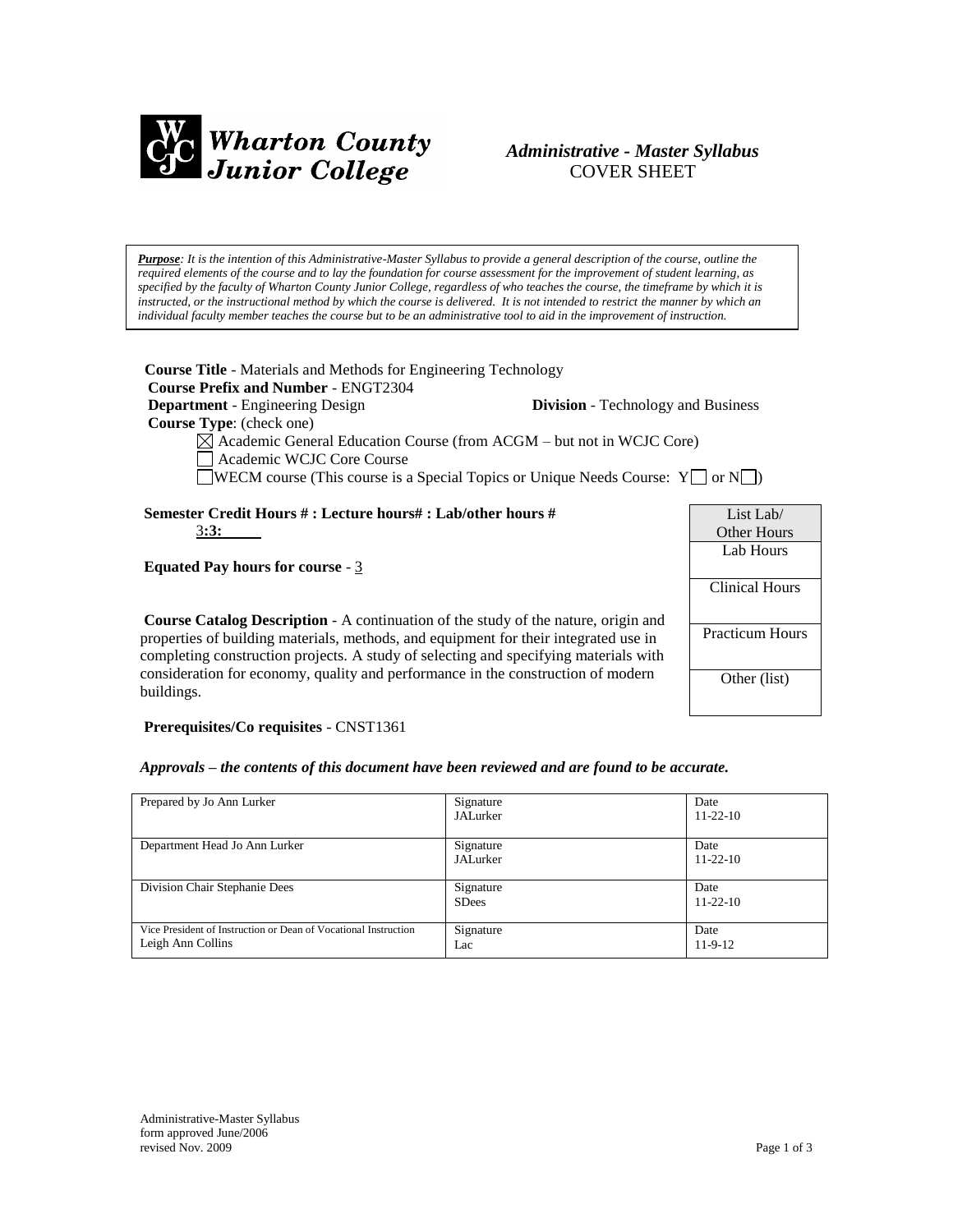**Wharton County Junior College**

*Administrative - Master Syllabus*
COVER SHEET

***Purpose**: It is the intention of this Administrative-Master Syllabus to provide a general description of the course, outline the required elements of the course and to lay the foundation for course assessment for the improvement of student learning, as specified by the faculty of Wharton County Junior College, regardless of who teaches the course, the timeframe by which it is instructed, or the instructional method by which the course is delivered. It is not intended to restrict the manner by which an individual faculty member teaches the course but to be an administrative tool to aid in the improvement of instruction.*

**Course Title** - Materials and Methods for Engineering Technology
**Course Prefix and Number** - ENGT2304
**Department** - Engineering Design **Division** - Technology and Business
**Course Type**: (check one)

- ☒ Academic General Education Course (from ACGM – but not in WCJC Core)
- ☐ Academic WCJC Core Course
- ☐ WECM course (This course is a Special Topics or Unique Needs Course: Y☐ or N☐)

**Semester Credit Hours # : Lecture hours# : Lab/other hours #**
3**:3:**

**Equated Pay hours for course** - 3

| List Lab/ Other Hours |
|---|
| Lab Hours |
| Clinical Hours |
| Practicum Hours |
| Other (list) |

**Course Catalog Description** - A continuation of the study of the nature, origin and properties of building materials, methods, and equipment for their integrated use in completing construction projects. A study of selecting and specifying materials with consideration for economy, quality and performance in the construction of modern buildings.

**Prerequisites/Co requisites** - CNST1361

***Approvals – the contents of this document have been reviewed and are found to be accurate.***

| | | |
|---|---|---|
| Prepared by Jo Ann Lurker | Signature JALurker | Date 11-22-10 |
| Department Head Jo Ann Lurker | Signature JALurker | Date 11-22-10 |
| Division Chair Stephanie Dees | Signature SDees | Date 11-22-10 |
| Vice President of Instruction or Dean of Vocational Instruction Leigh Ann Collins | Signature Lac | Date 11-9-12 |

Administrative-Master Syllabus
form approved June/2006
revised Nov. 2009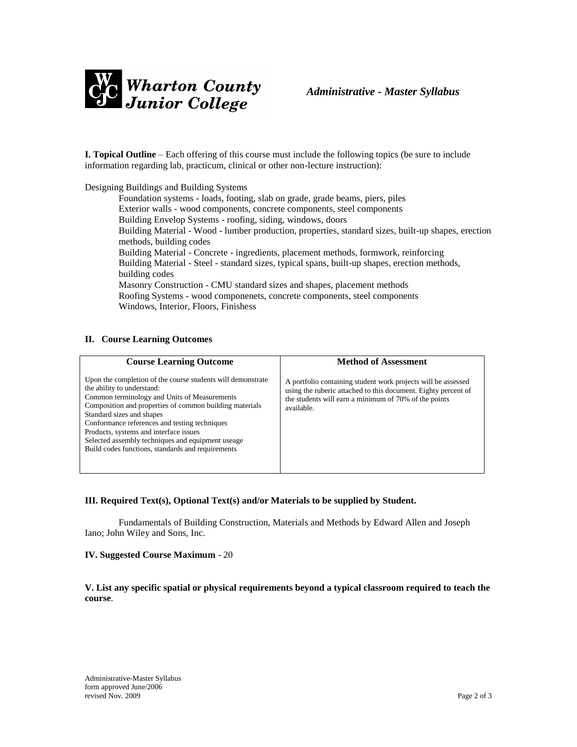**I. Topical Outline** – Each offering of this course must include the following topics (be sure to include information regarding lab, practicum, clinical or other non-lecture instruction):

Designing Buildings and Building Systems

- Foundation systems - loads, footing, slab on grade, grade beams, piers, piles
- Exterior walls - wood components, concrete components, steel components
- Building Envelop Systems - roofing, siding, windows, doors
- Building Material - Wood - lumber production, properties, standard sizes, built-up shapes, erection methods, building codes
- Building Material - Concrete - ingredients, placement methods, formwork, reinforcing
- Building Material - Steel - standard sizes, typical spans, built-up shapes, erection methods, building codes
- Masonry Construction - CMU standard sizes and shapes, placement methods
- Roofing Systems - wood componenets, concrete components, steel components
- Windows, Interior, Floors, Finishess

## II. Course Learning Outcomes

| Course Learning Outcome | Method of Assessment |
|---|---|
| Upon the completion of the course students will demonstrate the ability to understand:<br>Common terminology and Units of Measurements<br>Composition and properties of common building materials<br>Standard sizes and shapes<br>Conformance references and testing techniques<br>Products, systems and interface issues<br>Selected assembly techniques and equipment useage<br>Build codes functions, standards and requirements | A portfolio containing student work projects will be assessed using the ruberic attached to this document. Eighty percent of the students will earn a minimum of 70% of the points available. |

## III. Required Text(s), Optional Text(s) and/or Materials to be supplied by Student.

Fundamentals of Building Construction, Materials and Methods by Edward Allen and Joseph Iano; John Wiley and Sons, Inc.

**IV. Suggested Course Maximum** - 20

**V. List any specific spatial or physical requirements beyond a typical classroom required to teach the course**.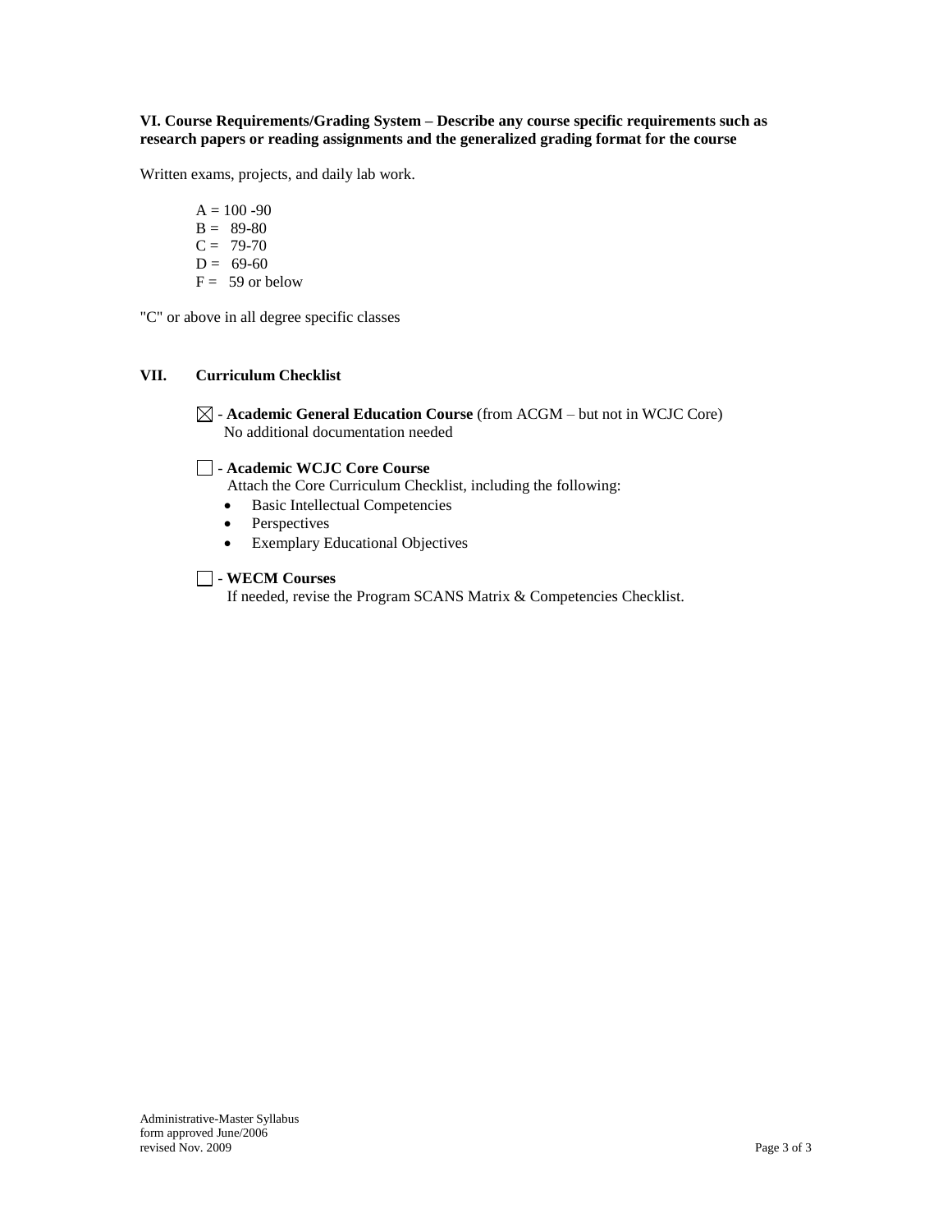**VI. Course Requirements/Grading System – Describe any course specific requirements such as research papers or reading assignments and the generalized grading format for the course**

Written exams, projects, and daily lab work.

A = 100 -90
B = 89-80
C = 79-70
D = 69-60
F = 59 or below

"C" or above in all degree specific classes

**VII. Curriculum Checklist**

☒ - **Academic General Education Course** (from ACGM – but not in WCJC Core)
No additional documentation needed

☐ - **Academic WCJC Core Course**
Attach the Core Curriculum Checklist, including the following:

- Basic Intellectual Competencies
- Perspectives
- Exemplary Educational Objectives

☐ - **WECM Courses**
If needed, revise the Program SCANS Matrix & Competencies Checklist.

Administrative-Master Syllabus
form approved June/2006
revised Nov. 2009